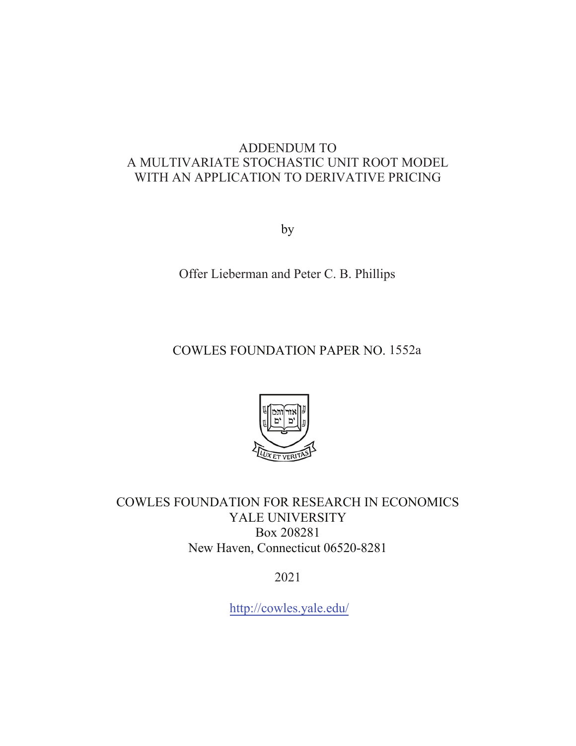# ADDENDUM TO
# A MULTIVARIATE STOCHASTIC UNIT ROOT MODEL
# WITH AN APPLICATION TO DERIVATIVE PRICING

by

Offer Lieberman and Peter C. B. Phillips

COWLES FOUNDATION PAPER NO. 1552a

COWLES FOUNDATION FOR RESEARCH IN ECONOMICS
YALE UNIVERSITY
Box 208281
New Haven, Connecticut 06520-8281

2021

http://cowles.yale.edu/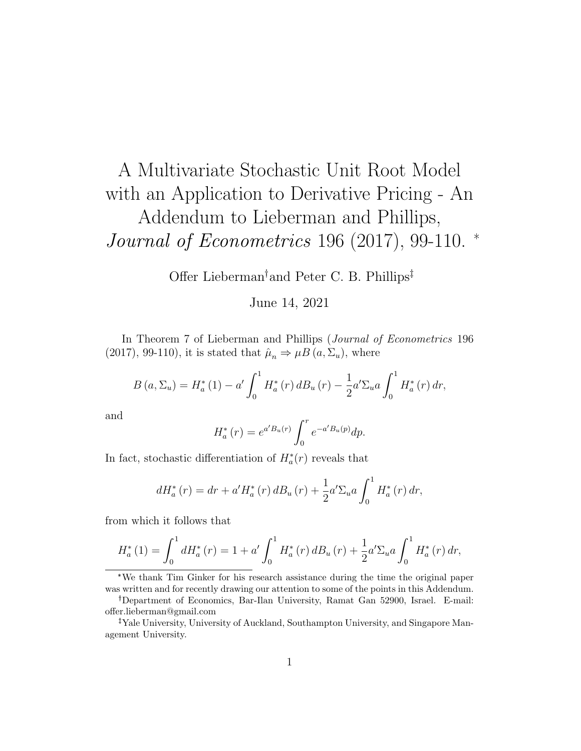# A Multivariate Stochastic Unit Root Model with an Application to Derivative Pricing - An Addendum to Lieberman and Phillips, *Journal of Econometrics* 196 (2017), 99-110. *

Offer Lieberman[†] and Peter C. B. Phillips[‡]

June 14, 2021

In Theorem 7 of Lieberman and Phillips (*Journal of Econometrics* 196 (2017), 99-110), it is stated that $\hat{\mu}_n \Rightarrow \mu B(a, \Sigma_u)$, where

$$B(a, \Sigma_u) = H_a^*(1) - a' \int_0^1 H_a^*(r) \, dB_u(r) - \frac{1}{2} a' \Sigma_u a \int_0^1 H_a^*(r) \, dr,$$

and

$$H_a^*(r) = e^{a' B_u(r)} \int_0^r e^{-a' B_u(p)} dp.$$

In fact, stochastic differentiation of $H_a^*(r)$ reveals that

$$dH_a^*(r) = dr + a' H_a^*(r) \, dB_u(r) + \frac{1}{2} a' \Sigma_u a \int_0^1 H_a^*(r) \, dr,$$

from which it follows that

$$H_a^*(1) = \int_0^1 dH_a^*(r) = 1 + a' \int_0^1 H_a^*(r) \, dB_u(r) + \frac{1}{2} a' \Sigma_u a \int_0^1 H_a^*(r) \, dr,$$

---

*We thank Tim Ginker for his research assistance during the time the original paper was written and for recently drawing our attention to some of the points in this Addendum.

[†]Department of Economics, Bar-Ilan University, Ramat Gan 52900, Israel. E-mail: offer.lieberman@gmail.com

[‡]Yale University, University of Auckland, Southampton University, and Singapore Management University.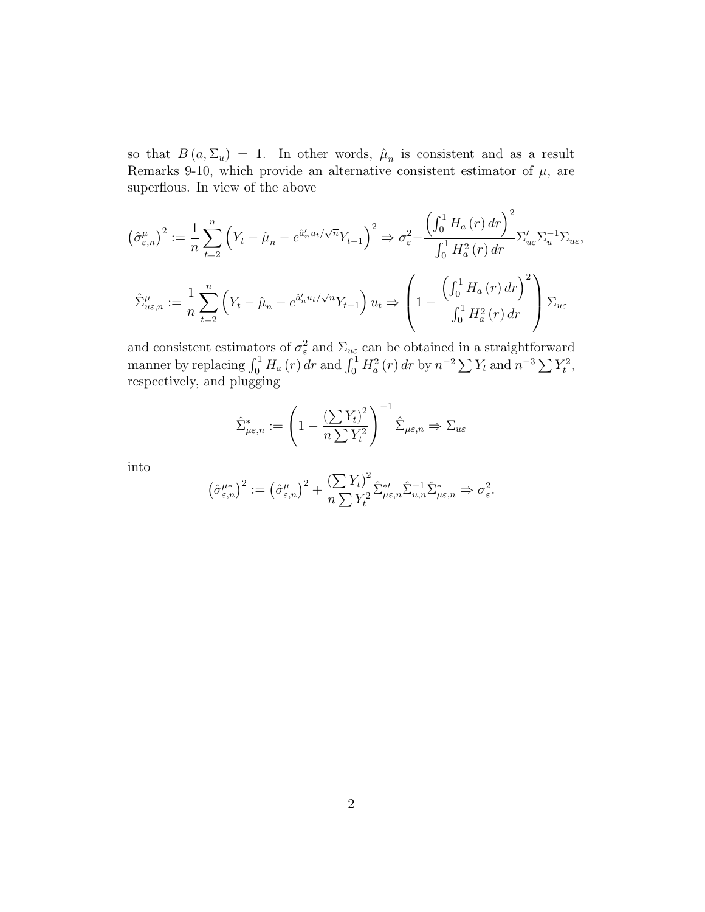so that $B(a, \Sigma_u) = 1$. In other words, $\hat{\mu}_n$ is consistent and as a result Remarks 9-10, which provide an alternative consistent estimator of $\mu$, are superflous. In view of the above

$$\left(\hat{\sigma}^{\mu}_{\varepsilon,n}\right)^2 := \frac{1}{n}\sum_{t=2}^{n}\left(Y_t - \hat{\mu}_n - e^{\hat{a}_n' u_t/\sqrt{n}} Y_{t-1}\right)^2 \Rightarrow \sigma_\varepsilon^2 - \frac{\left(\int_0^1 H_a(r)\,dr\right)^2}{\int_0^1 H_a^2(r)\,dr}\Sigma_{u\varepsilon}'\Sigma_u^{-1}\Sigma_{u\varepsilon},$$

$$\hat{\Sigma}^{\mu}_{u\varepsilon,n} := \frac{1}{n}\sum_{t=2}^{n}\left(Y_t - \hat{\mu}_n - e^{\hat{a}_n' u_t/\sqrt{n}} Y_{t-1}\right)u_t \Rightarrow \left(1 - \frac{\left(\int_0^1 H_a(r)\,dr\right)^2}{\int_0^1 H_a^2(r)\,dr}\right)\Sigma_{u\varepsilon}$$

and consistent estimators of $\sigma_\varepsilon^2$ and $\Sigma_{u\varepsilon}$ can be obtained in a straightforward manner by replacing $\int_0^1 H_a(r)\,dr$ and $\int_0^1 H_a^2(r)\,dr$ by $n^{-2}\sum Y_t$ and $n^{-3}\sum Y_t^2$, respectively, and plugging

$$\hat{\Sigma}^{*}_{\mu\varepsilon,n} := \left(1 - \frac{\left(\sum Y_t\right)^2}{n\sum Y_t^2}\right)^{-1}\hat{\Sigma}_{\mu\varepsilon,n} \Rightarrow \Sigma_{u\varepsilon}$$

into

$$\left(\hat{\sigma}^{\mu *}_{\varepsilon,n}\right)^2 := \left(\hat{\sigma}^{\mu}_{\varepsilon,n}\right)^2 + \frac{\left(\sum Y_t\right)^2}{n\sum Y_t^2}\hat{\Sigma}^{*\prime}_{\mu\varepsilon,n}\hat{\Sigma}^{-1}_{u,n}\hat{\Sigma}^{*}_{\mu\varepsilon,n} \Rightarrow \sigma_\varepsilon^2.$$